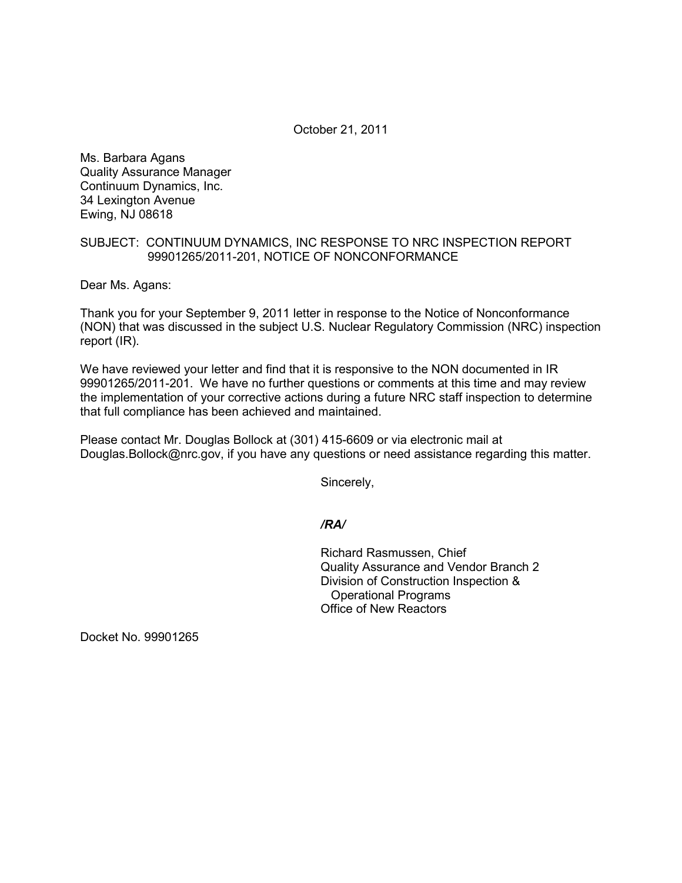October 21, 2011

Ms. Barbara Agans
Quality Assurance Manager
Continuum Dynamics, Inc.
34 Lexington Avenue
Ewing, NJ 08618

SUBJECT: CONTINUUM DYNAMICS, INC RESPONSE TO NRC INSPECTION REPORT 99901265/2011-201, NOTICE OF NONCONFORMANCE

Dear Ms. Agans:

Thank you for your September 9, 2011 letter in response to the Notice of Nonconformance (NON) that was discussed in the subject U.S. Nuclear Regulatory Commission (NRC) inspection report (IR).

We have reviewed your letter and find that it is responsive to the NON documented in IR 99901265/2011-201. We have no further questions or comments at this time and may review the implementation of your corrective actions during a future NRC staff inspection to determine that full compliance has been achieved and maintained.

Please contact Mr. Douglas Bollock at (301) 415-6609 or via electronic mail at Douglas.Bollock@nrc.gov, if you have any questions or need assistance regarding this matter.

Sincerely,

*/RA/*

Richard Rasmussen, Chief
Quality Assurance and Vendor Branch 2
Division of Construction Inspection & Operational Programs
Office of New Reactors

Docket No. 99901265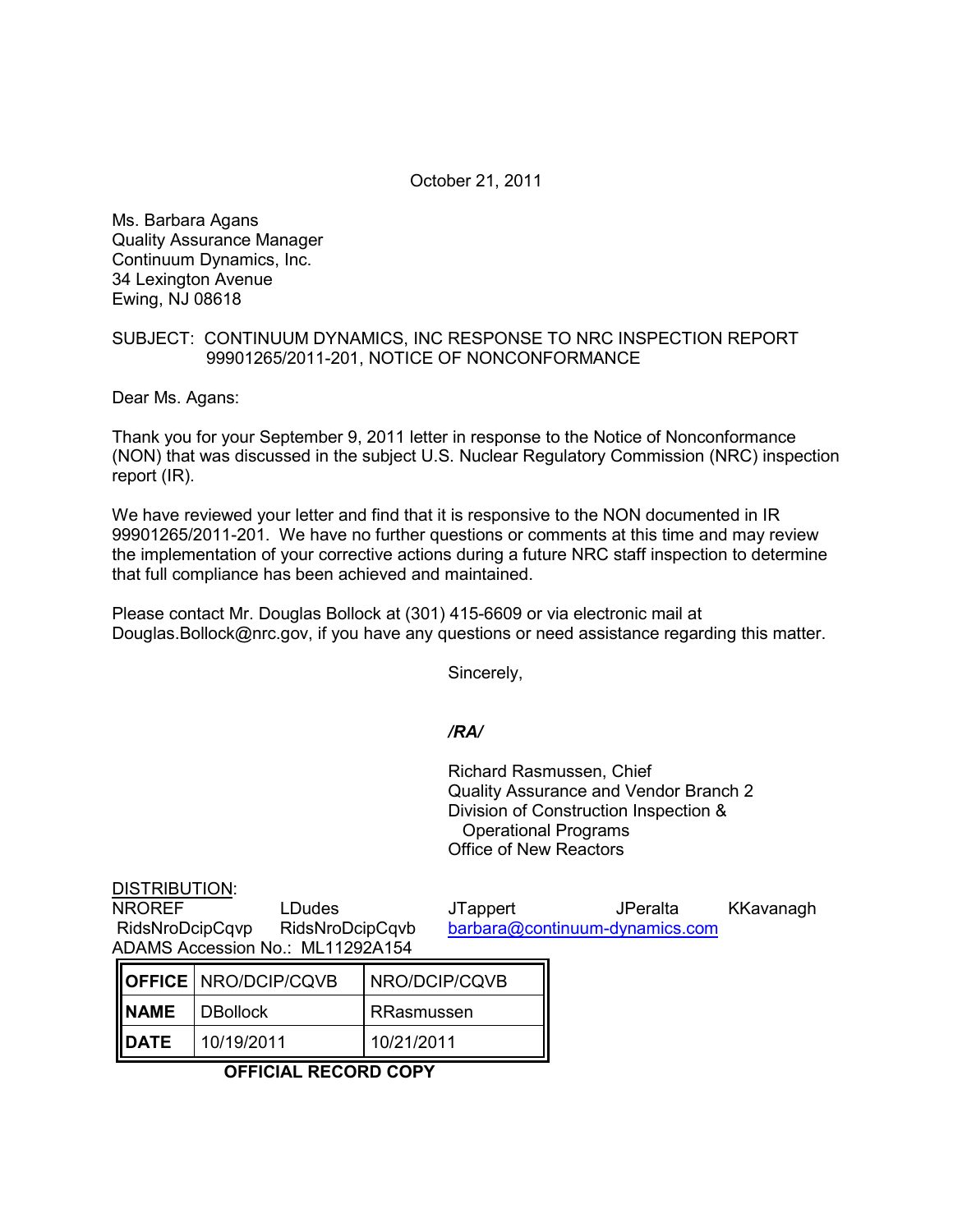October 21, 2011

Ms. Barbara Agans
Quality Assurance Manager
Continuum Dynamics, Inc.
34 Lexington Avenue
Ewing, NJ 08618

SUBJECT: CONTINUUM DYNAMICS, INC RESPONSE TO NRC INSPECTION REPORT 99901265/2011-201, NOTICE OF NONCONFORMANCE

Dear Ms. Agans:

Thank you for your September 9, 2011 letter in response to the Notice of Nonconformance (NON) that was discussed in the subject U.S. Nuclear Regulatory Commission (NRC) inspection report (IR).

We have reviewed your letter and find that it is responsive to the NON documented in IR 99901265/2011-201. We have no further questions or comments at this time and may review the implementation of your corrective actions during a future NRC staff inspection to determine that full compliance has been achieved and maintained.

Please contact Mr. Douglas Bollock at (301) 415-6609 or via electronic mail at Douglas.Bollock@nrc.gov, if you have any questions or need assistance regarding this matter.

Sincerely,

***/RA/***

Richard Rasmussen, Chief
Quality Assurance and Vendor Branch 2
Division of Construction Inspection &
Operational Programs
Office of New Reactors

DISTRIBUTION:
NROREF LDudes JTappert JPeralta KKavanagh
RidsNroDcipCqvp RidsNroDcipCqvb barbara@continuum-dynamics.com
ADAMS Accession No.: ML11292A154

| | | |
|---|---|---|
| **OFFICE** | NRO/DCIP/CQVB | NRO/DCIP/CQVB |
| **NAME** | DBollock | RRasmussen |
| **DATE** | 10/19/2011 | 10/21/2011 |

**OFFICIAL RECORD COPY**